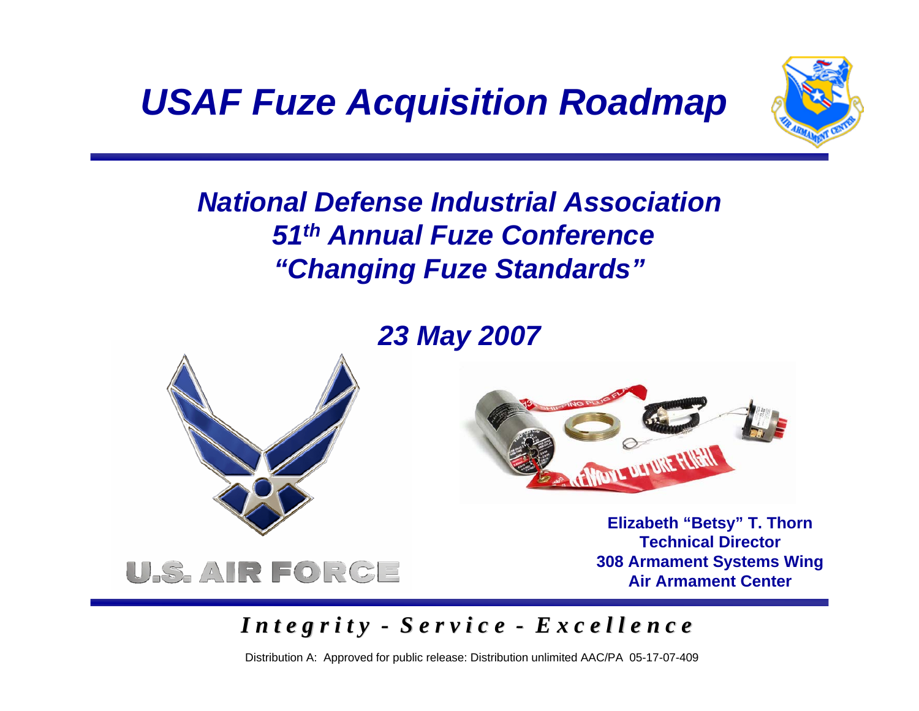# *USAF Fuze Acquisition Roadmap*

## *National Defense Industrial Association*
## *51st Annual Fuze Conference*
## *"Changing Fuze Standards"*

### *23 May 2007*

U.S. AIR FORCE

**Elizabeth "Betsy" T. Thorn**
**Technical Director**
**308 Armament Systems Wing**
**Air Armament Center**

***Integrity - Service - Excellence***

Distribution A: Approved for public release: Distribution unlimited AAC/PA 05-17-07-409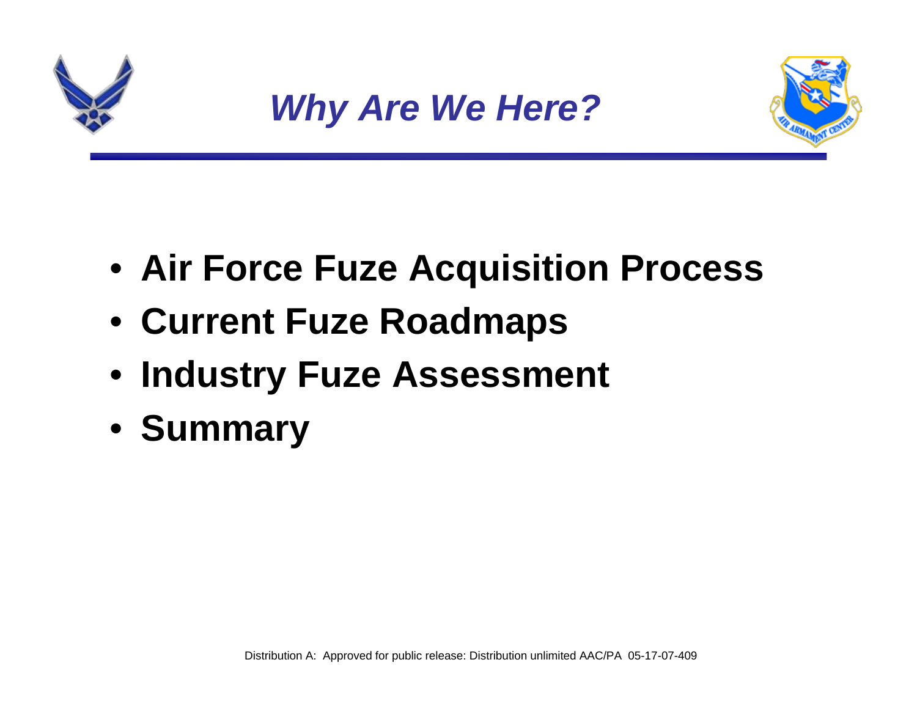# *Why Are We Here?*

- **Air Force Fuze Acquisition Process**
- **Current Fuze Roadmaps**
- **Industry Fuze Assessment**
- **Summary**

Distribution A: Approved for public release: Distribution unlimited AAC/PA 05-17-07-409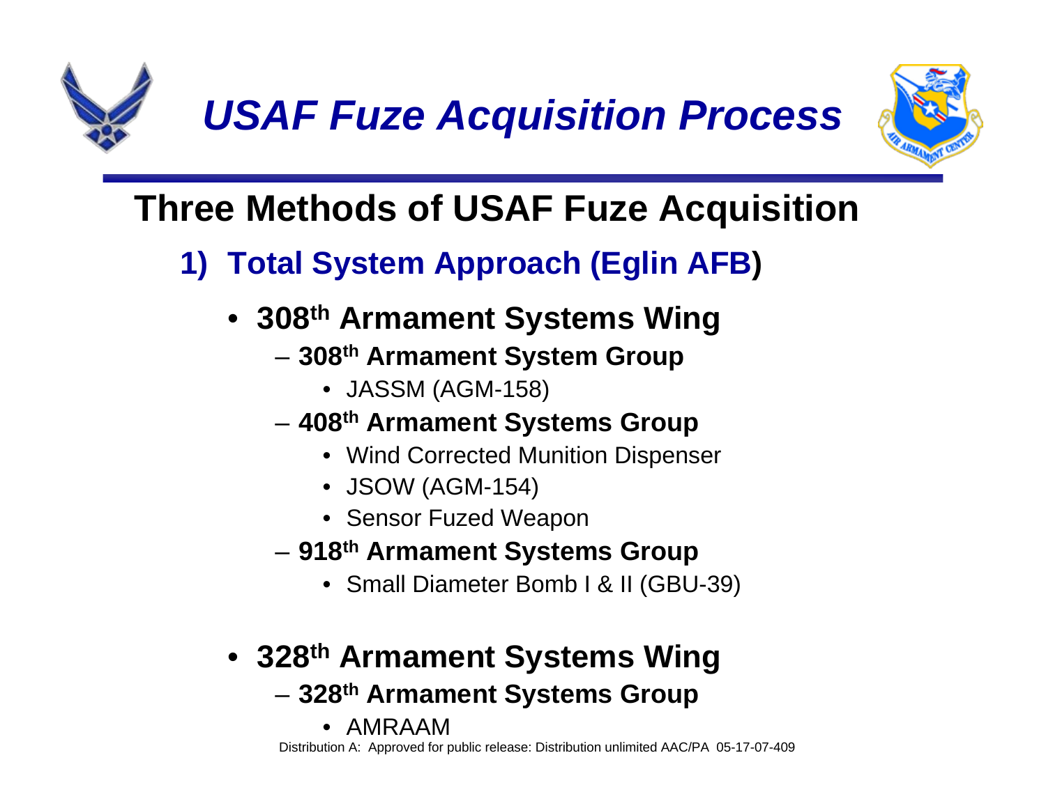# *USAF Fuze Acquisition Process*

## Three Methods of USAF Fuze Acquisition

### 1) Total System Approach (Eglin AFB)

- **308th Armament Systems Wing**
  - **308th Armament System Group**
    - JASSM (AGM-158)
  - **408th Armament Systems Group**
    - Wind Corrected Munition Dispenser
    - JSOW (AGM-154)
    - Sensor Fuzed Weapon
  - **918th Armament Systems Group**
    - Small Diameter Bomb I & II (GBU-39)
- **328th Armament Systems Wing**
  - **328th Armament Systems Group**
    - AMRAAM

Distribution A: Approved for public release: Distribution unlimited AAC/PA 05-17-07-409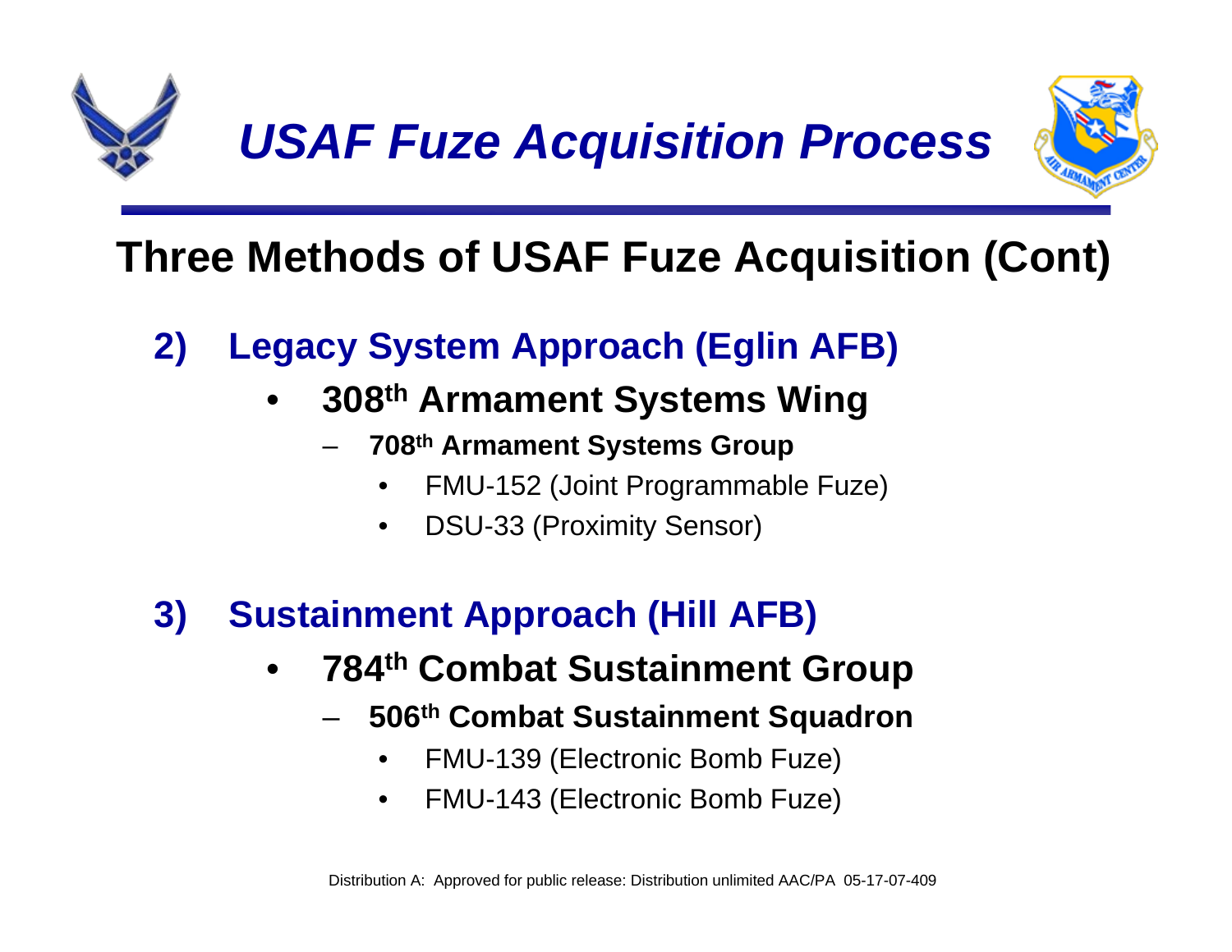# *USAF Fuze Acquisition Process*

## Three Methods of USAF Fuze Acquisition (Cont)

2) **Legacy System Approach (Eglin AFB)**
   - **308th Armament Systems Wing**
     - **708th Armament Systems Group**
       - FMU-152 (Joint Programmable Fuze)
       - DSU-33 (Proximity Sensor)

3) **Sustainment Approach (Hill AFB)**
   - **784th Combat Sustainment Group**
     - **506th Combat Sustainment Squadron**
       - FMU-139 (Electronic Bomb Fuze)
       - FMU-143 (Electronic Bomb Fuze)

Distribution A: Approved for public release: Distribution unlimited AAC/PA 05-17-07-409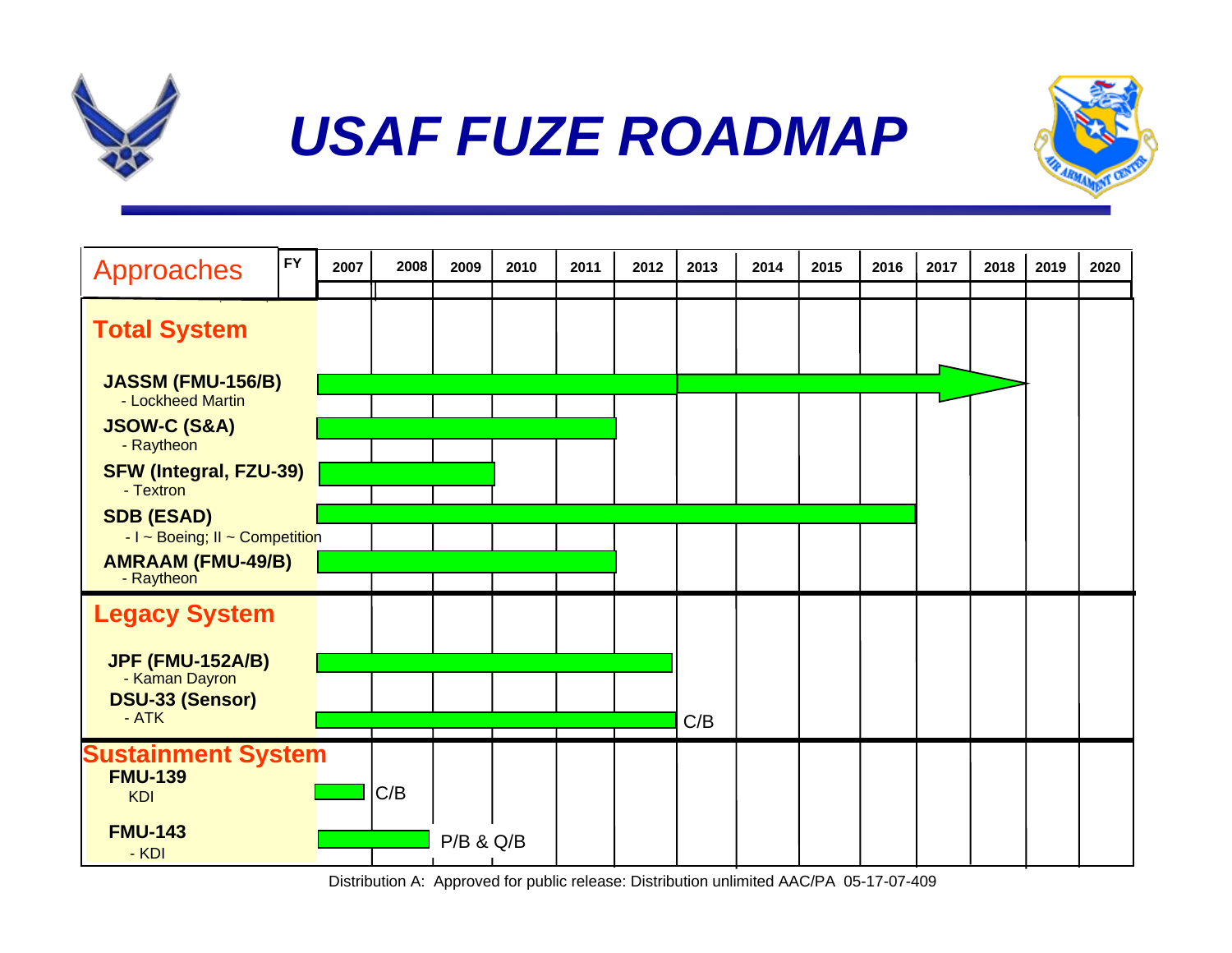# USAF FUZE ROADMAP

| Approaches | 2007 | 2008 | 2009 | 2010 | 2011 | 2012 | 2013 | 2014 | 2015 | 2016 | 2017 | 2018 | 2019 | 2020 |
|---|---|---|---|---|---|---|---|---|---|---|---|---|---|---|
| **Total System** | | | | | | | | | | | | | | |
| **JASSM (FMU-156/B)** - Lockheed Martin | ■ | ■ | ■ | ■ | ■ | ■ | ■ | ■ | ■ | ■ | ■ | → | | |
| **JSOW-C (S&A)** - Raytheon | ■ | ■ | ■ | ■ | ■ | | | | | | | | | |
| **SFW (Integral, FZU-39)** - Textron | ■ | ■ | ■ | | | | | | | | | | | |
| **SDB (ESAD)** - I ~ Boeing; II ~ Competition | ■ | ■ | ■ | ■ | ■ | ■ | ■ | ■ | ■ | ■ | | | | |
| **AMRAAM (FMU-49/B)** - Raytheon | ■ | ■ | ■ | ■ | ■ | | | | | | | | | |
| **Legacy System** | | | | | | | | | | | | | | |
| **JPF (FMU-152A/B)** - Kaman Dayron | ■ | ■ | ■ | ■ | ■ | ■ | | | | | | | | |
| **DSU-33 (Sensor)** - ATK | ■ | ■ | ■ | ■ | ■ | ■ | C/B | | | | | | | |
| **Sustainment System** | | | | | | | | | | | | | | |
| **FMU-139** KDI | ■ | C/B | | | | | | | | | | | | |
| **FMU-143** - KDI | ■ | ■ | P/B & Q/B | | | | | | | | | | | |

Distribution A: Approved for public release: Distribution unlimited AAC/PA 05-17-07-409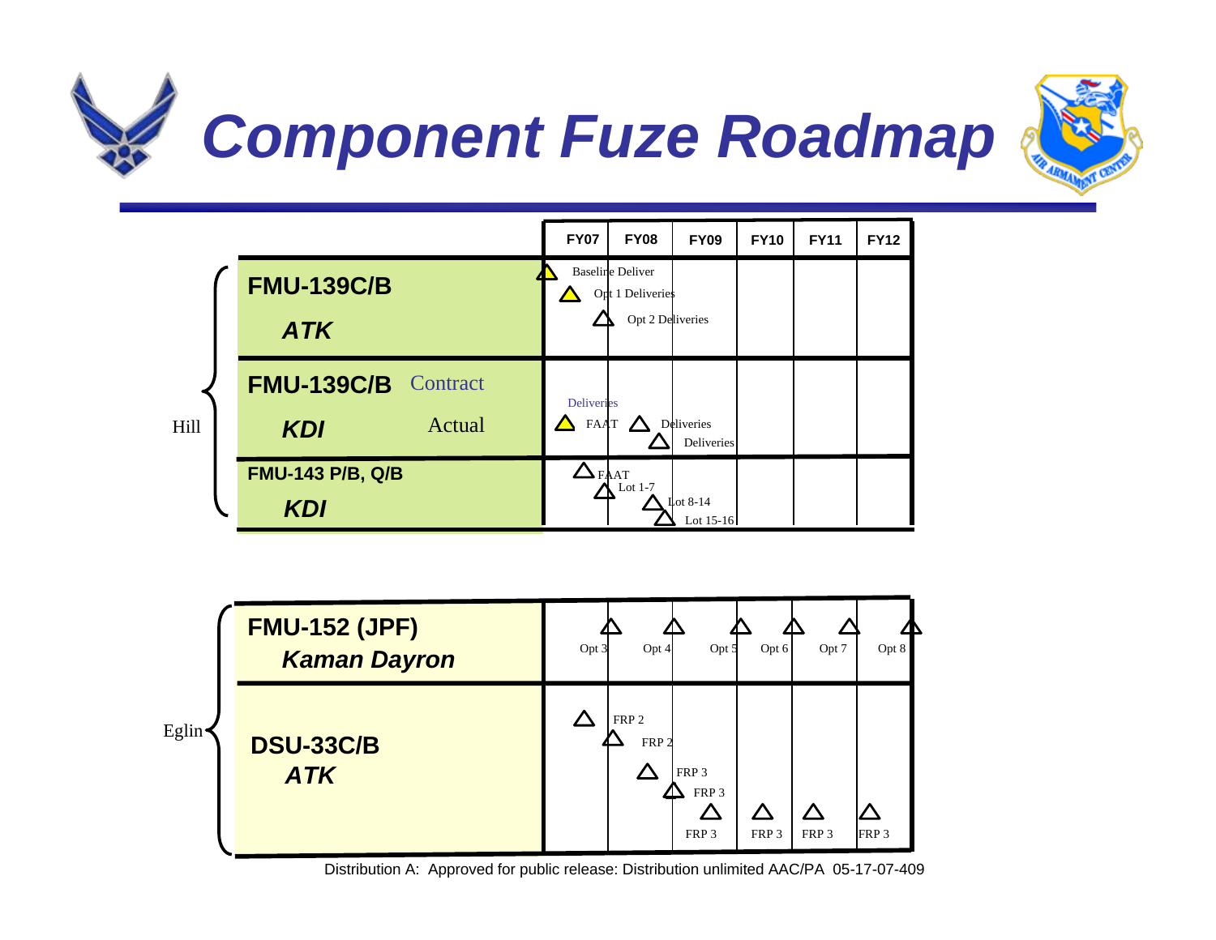# Component Fuze Roadmap

**Hill**

| | FY07 | FY08 | FY09 | FY10 | FY11 | FY12 |
|---|---|---|---|---|---|---|
| **FMU-139C/B** *ATK* | Baseline Deliver; Opt 1 Deliveries; Opt 2 Deliveries | | | | | |
| **FMU-139C/B** *KDI* — Contract / Actual | Deliveries; FAAT | Deliveries; Deliveries | | | | |
| **FMU-143 P/B, Q/B** *KDI* | FAAT; Lot 1-7 | Lot 8-14; Lot 15-16 | | | | |

**Eglin**

| | FY07 | FY08 | FY09 | FY10 | FY11 | FY12 |
|---|---|---|---|---|---|---|
| **FMU-152 (JPF)** *Kaman Dayron* | Opt 3 | Opt 4 | Opt 5 | Opt 6 | Opt 7 | Opt 8 |
| **DSU-33C/B** *ATK* | FRP 2 | FRP 2; FRP 3 | FRP 3; FRP 3 | FRP 3 | FRP 3 | FRP 3 |

Distribution A: Approved for public release: Distribution unlimited AAC/PA 05-17-07-409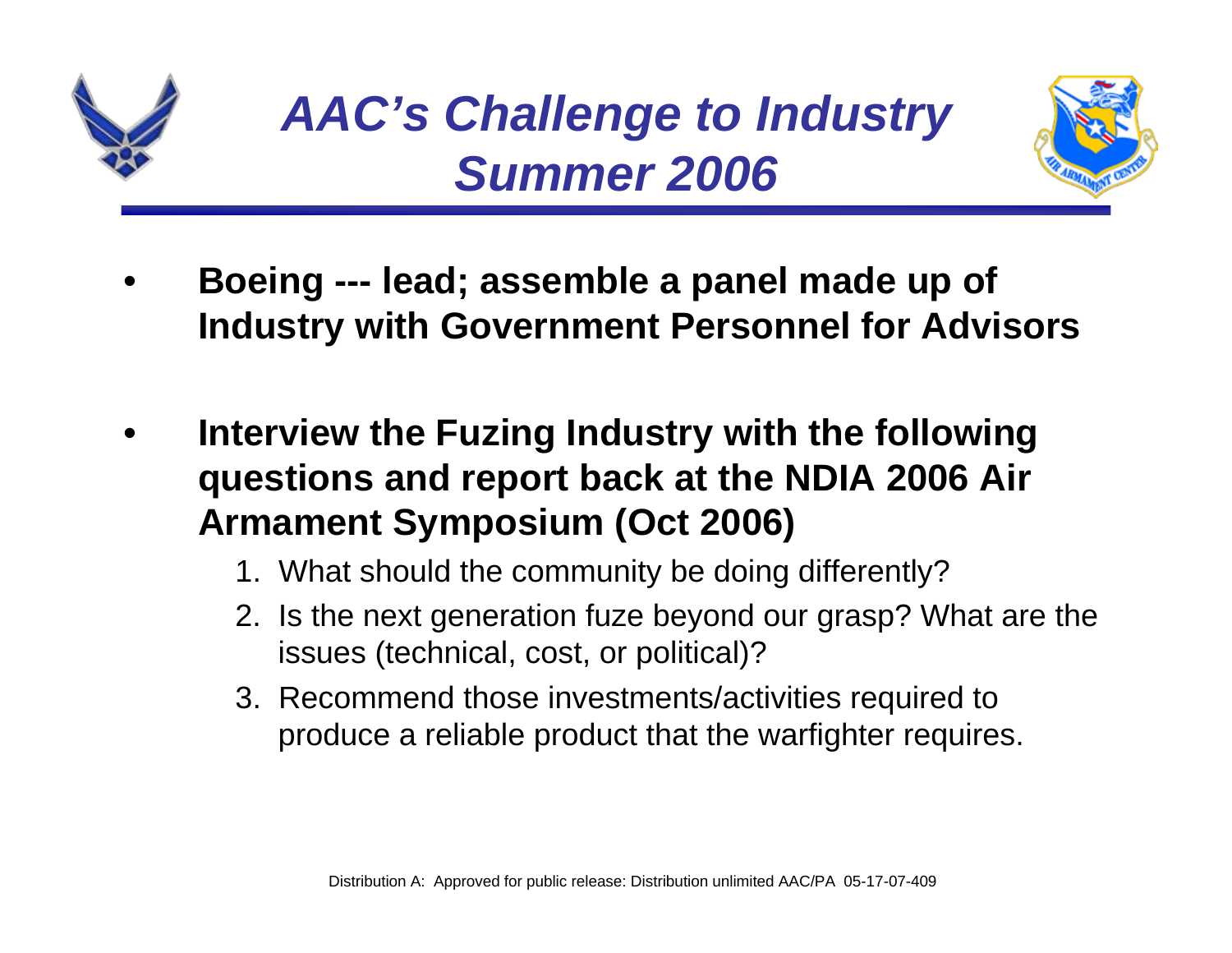# *AAC's Challenge to Industry Summer 2006*

- **Boeing --- lead; assemble a panel made up of Industry with Government Personnel for Advisors**
- **Interview the Fuzing Industry with the following questions and report back at the NDIA 2006 Air Armament Symposium (Oct 2006)**
  1. What should the community be doing differently?
  2. Is the next generation fuze beyond our grasp? What are the issues (technical, cost, or political)?
  3. Recommend those investments/activities required to produce a reliable product that the warfighter requires.

Distribution A: Approved for public release: Distribution unlimited AAC/PA 05-17-07-409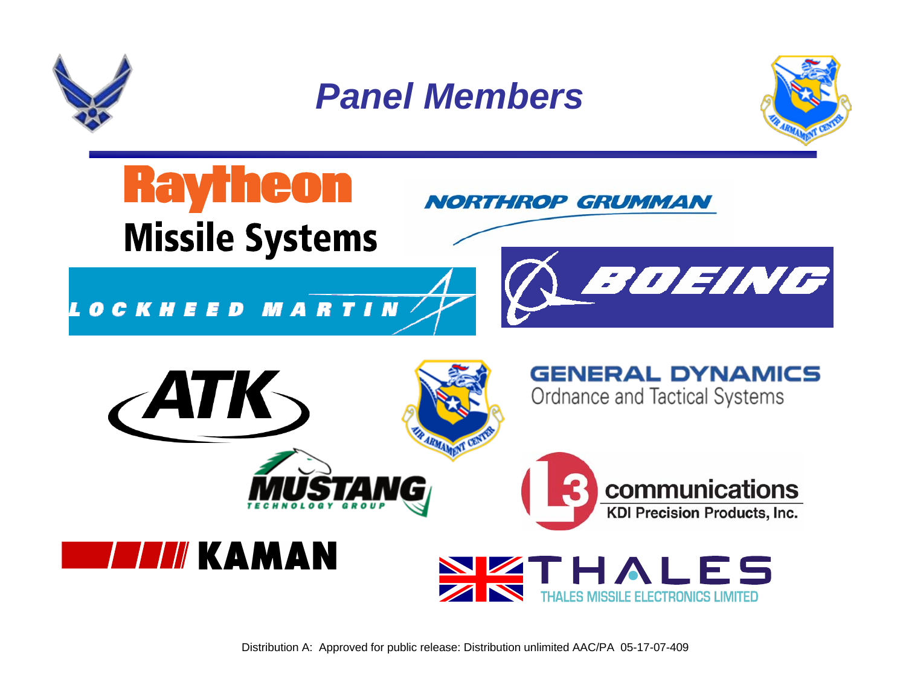# *Panel Members*

Raytheon
Missile Systems

NORTHROP GRUMMAN

LOCKHEED MARTIN

BOEING

ATK

GENERAL DYNAMICS
Ordnance and Tactical Systems

MUSTANG
TECHNOLOGY GROUP

L3 communications
KDI Precision Products, Inc.

KAMAN

THALES
THALES MISSILE ELECTRONICS LIMITED

Distribution A: Approved for public release: Distribution unlimited AAC/PA 05-17-07-409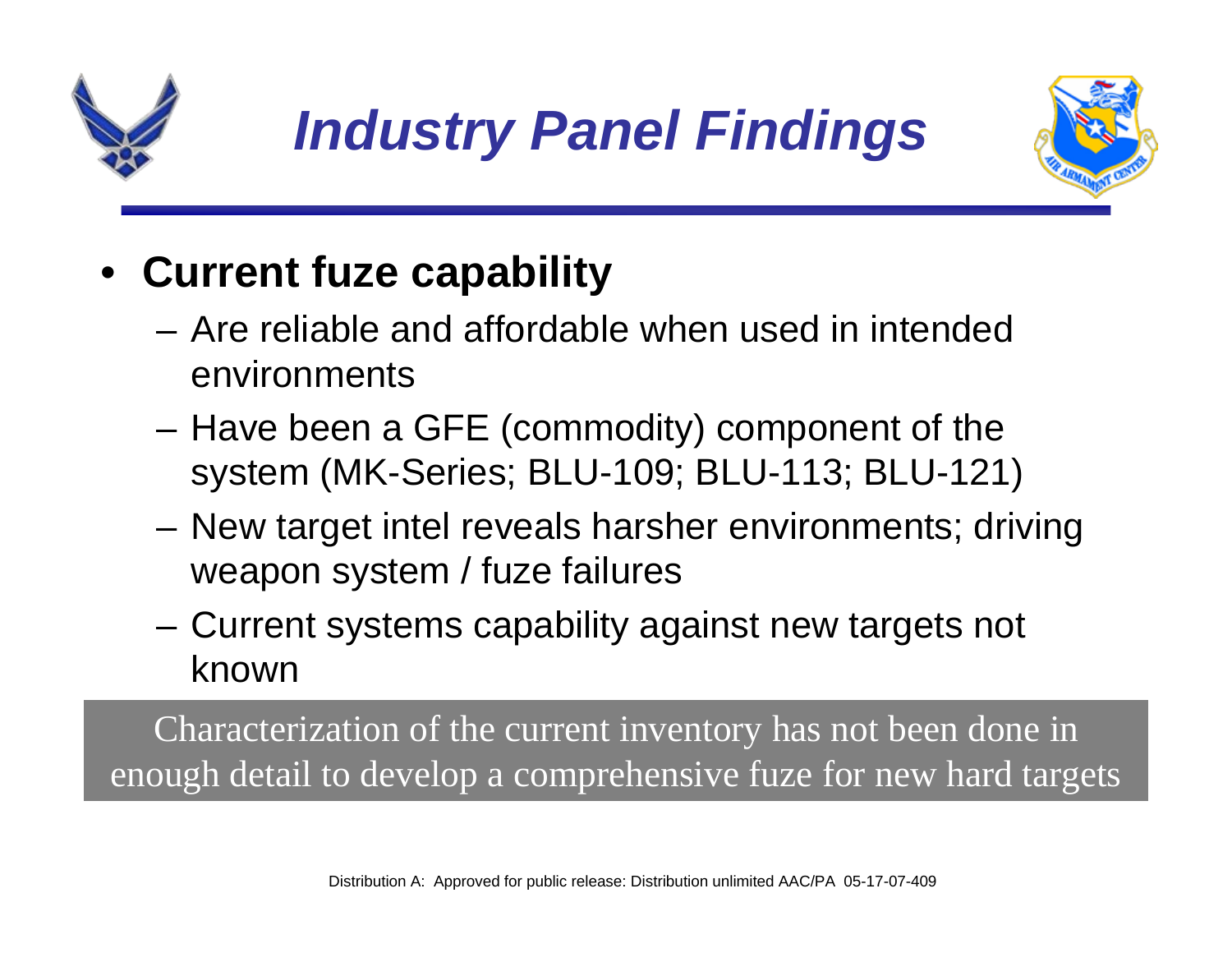# *Industry Panel Findings*

- **Current fuze capability**
  - Are reliable and affordable when used in intended environments
  - Have been a GFE (commodity) component of the system (MK-Series; BLU-109; BLU-113; BLU-121)
  - New target intel reveals harsher environments; driving weapon system / fuze failures
  - Current systems capability against new targets not known

Characterization of the current inventory has not been done in enough detail to develop a comprehensive fuze for new hard targets

Distribution A: Approved for public release: Distribution unlimited AAC/PA 05-17-07-409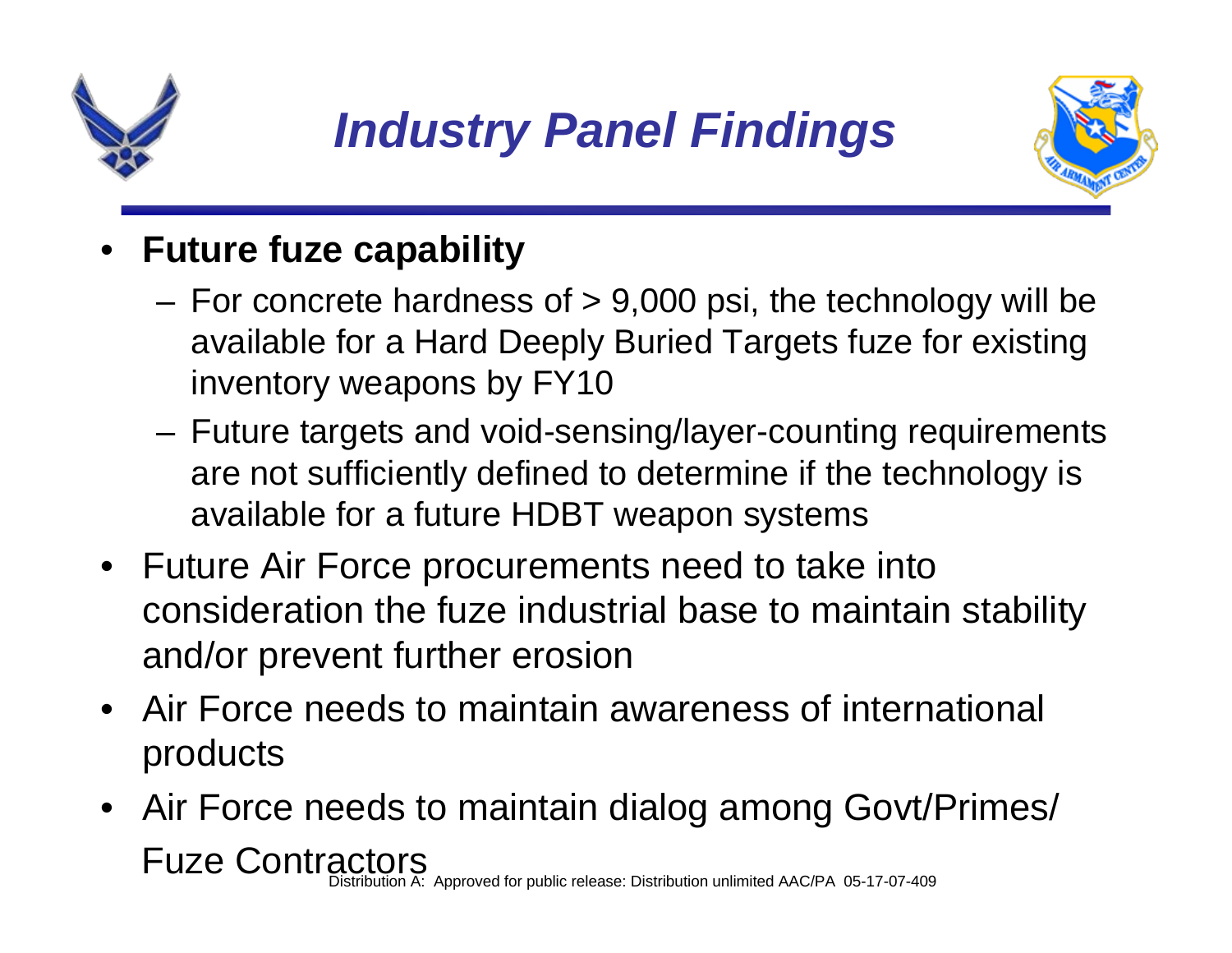# *Industry Panel Findings*

- **Future fuze capability**
  - For concrete hardness of > 9,000 psi, the technology will be available for a Hard Deeply Buried Targets fuze for existing inventory weapons by FY10
  - Future targets and void-sensing/layer-counting requirements are not sufficiently defined to determine if the technology is available for a future HDBT weapon systems
- Future Air Force procurements need to take into consideration the fuze industrial base to maintain stability and/or prevent further erosion
- Air Force needs to maintain awareness of international products
- Air Force needs to maintain dialog among Govt/Primes/ Fuze Contractors

Distribution A: Approved for public release: Distribution unlimited AAC/PA 05-17-07-409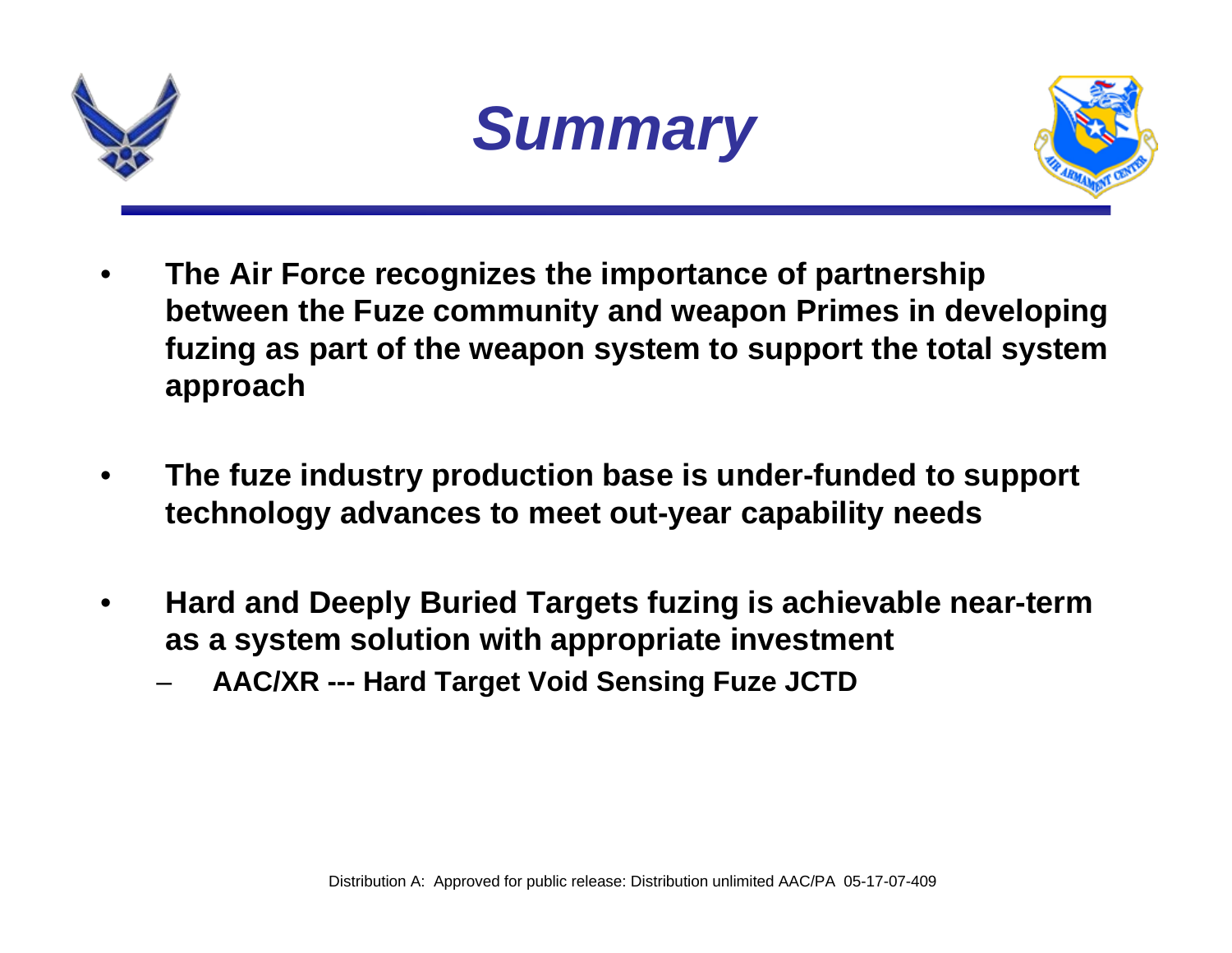# *Summary*

- **The Air Force recognizes the importance of partnership between the Fuze community and weapon Primes in developing fuzing as part of the weapon system to support the total system approach**

- **The fuze industry production base is under-funded to support technology advances to meet out-year capability needs**

- **Hard and Deeply Buried Targets fuzing is achievable near-term as a system solution with appropriate investment**
  - **AAC/XR --- Hard Target Void Sensing Fuze JCTD**

Distribution A: Approved for public release: Distribution unlimited AAC/PA 05-17-07-409